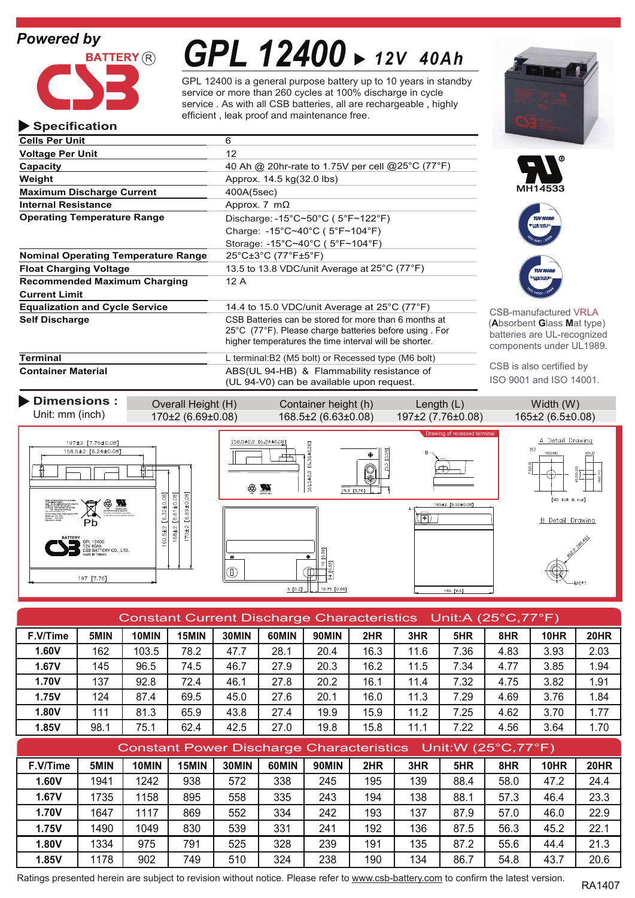Powered by

BATTERY®

CSB

# GPL 12400 ▶ 12V 40Ah

GPL 12400 is a general purpose battery up to 10 years in standby service or more than 260 cycles at 100% discharge in cycle service . As with all CSB batteries, all are rechargeable , highly efficient , leak proof and maintenance free.

## ▶ Specification

| | |
|---|---|
| **Cells Per Unit** | 6 |
| **Voltage Per Unit** | 12 |
| **Capacity** | 40 Ah @ 20hr-rate to 1.75V per cell @25°C (77°F) |
| **Weight** | Approx. 14.5 kg(32.0 lbs) |
| **Maximum Discharge Current** | 400A(5sec) |
| **Internal Resistance** | Approx. 7 mΩ |
| **Operating Temperature Range** | Discharge: -15°C~50°C ( 5°F~122°F)<br>Charge: -15°C~40°C ( 5°F~104°F)<br>Storage: -15°C~40°C ( 5°F~104°F) |
| **Nominal Operating Temperature Range** | 25°C±3°C (77°F±5°F) |
| **Float Charging Voltage** | 13.5 to 13.8 VDC/unit Average at 25°C (77°F) |
| **Recommended Maximum Charging Current Limit** | 12 A |
| **Equalization and Cycle Service** | 14.4 to 15.0 VDC/unit Average at 25°C (77°F) |
| **Self Discharge** | CSB Batteries can be stored for more than 6 months at 25°C (77°F). Please charge batteries before using . For higher temperatures the time interval will be shorter. |
| **Terminal** | L terminal:B2 (M5 bolt) or Recessed type (M6 bolt) |
| **Container Material** | ABS(UL 94-HB) & Flammability resistance of (UL 94-V0) can be available upon request. |

MH14533

CSB-manufactured VRLA (**A**bsorbent **G**lass **M**at type) batteries are UL-recognized components under UL1989.

CSB is also certified by ISO 9001 and ISO 14001.

## ▶ Dimensions :

Unit: mm (inch)

| Overall Height (H) | Container height (h) | Length (L) | Width (W) |
|---|---|---|---|
| 170±2 (6.69±0.08) | 168.5±2 (6.63±0.08) | 197±2 (7.76±0.08) | 165±2 (6.5±0.08) |

## Constant Current Discharge Characteristics Unit:A (25°C,77°F)

| F.V/Time | 5MIN | 10MIN | 15MIN | 30MIN | 60MIN | 90MIN | 2HR | 3HR | 5HR | 8HR | 10HR | 20HR |
|---|---|---|---|---|---|---|---|---|---|---|---|---|
| **1.60V** | 162 | 103.5 | 78.2 | 47.7 | 28.1 | 20.4 | 16.3 | 11.6 | 7.36 | 4.83 | 3.93 | 2.03 |
| **1.67V** | 145 | 96.5 | 74.5 | 46.7 | 27.9 | 20.3 | 16.2 | 11.5 | 7.34 | 4.77 | 3.85 | 1.94 |
| **1.70V** | 137 | 92.8 | 72.4 | 46.1 | 27.8 | 20.2 | 16.1 | 11.4 | 7.32 | 4.75 | 3.82 | 1.91 |
| **1.75V** | 124 | 87.4 | 69.5 | 45.0 | 27.6 | 20.1 | 16.0 | 11.3 | 7.29 | 4.69 | 3.76 | 1.84 |
| **1.80V** | 111 | 81.3 | 65.9 | 43.8 | 27.4 | 19.9 | 15.9 | 11.2 | 7.25 | 4.62 | 3.70 | 1.77 |
| **1.85V** | 98.1 | 75.1 | 62.4 | 42.5 | 27.0 | 19.8 | 15.8 | 11.1 | 7.22 | 4.56 | 3.64 | 1.70 |

## Constant Power Discharge Characteristics Unit:W (25°C,77°F)

| F.V/Time | 5MIN | 10MIN | 15MIN | 30MIN | 60MIN | 90MIN | 2HR | 3HR | 5HR | 8HR | 10HR | 20HR |
|---|---|---|---|---|---|---|---|---|---|---|---|---|
| **1.60V** | 1941 | 1242 | 938 | 572 | 338 | 245 | 195 | 139 | 88.4 | 58.0 | 47.2 | 24.4 |
| **1.67V** | 1735 | 1158 | 895 | 558 | 335 | 243 | 194 | 138 | 88.1 | 57.3 | 46.4 | 23.3 |
| **1.70V** | 1647 | 1117 | 869 | 552 | 334 | 242 | 193 | 137 | 87.9 | 57.0 | 46.0 | 22.9 |
| **1.75V** | 1490 | 1049 | 830 | 539 | 331 | 241 | 192 | 136 | 87.5 | 56.3 | 45.2 | 22.1 |
| **1.80V** | 1334 | 975 | 791 | 525 | 328 | 239 | 191 | 135 | 87.2 | 55.6 | 44.4 | 21.3 |
| **1.85V** | 1178 | 902 | 749 | 510 | 324 | 238 | 190 | 134 | 86.7 | 54.8 | 43.7 | 20.6 |

Ratings presented herein are subject to revision without notice. Please refer to www.csb-battery.com to confirm the latest version.

RA1407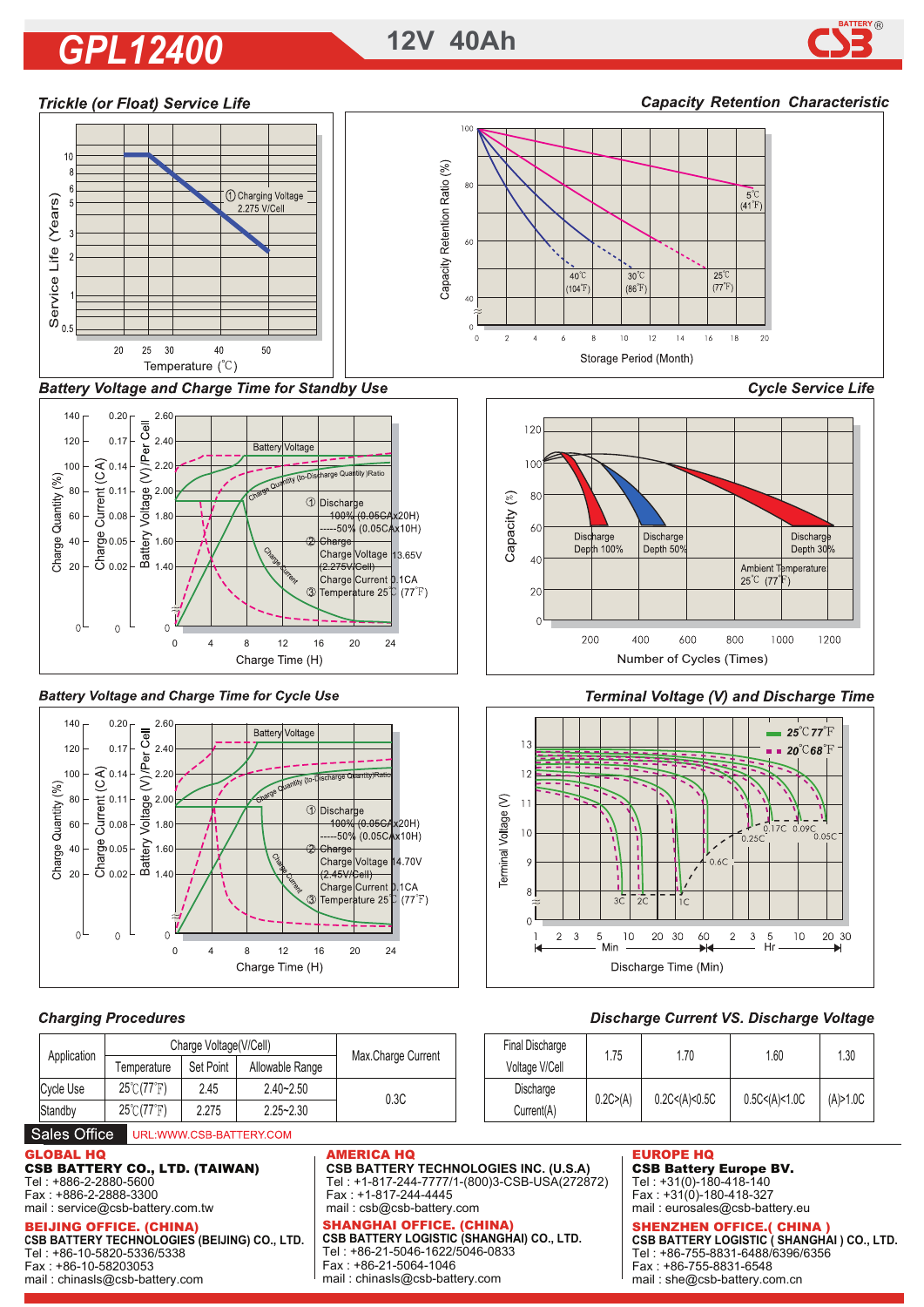# GPL12400

12V 40Ah

## Trickle (or Float) Service Life

10
8
6
5
3
2
1
0.5

Service Life (Years)

① Charging Voltage
2.275 V/Cell

20 25 30 40 50

Temperature (℃)

## Capacity Retention Characteristic

100
80
60
40
0

Capacity Retention Ratio (%)

5℃ (41℉)
40℃ (104℉)
30℃ (86℉)
25℃ (77℉)

0 2 4 6 8 10 12 14 16 18 20

Storage Period (Month)

## Battery Voltage and Charge Time for Standby Use

Charge Quantity (%): 140 120 100 80 60 40 20 0
Charge Current (CA): 0.20 0.17 0.14 0.11 0.08 0.05 0.02 0
Battery Voltage (V)/Per Cell: 2.60 2.40 2.20 2.00 1.80 1.60 1.40 0

Battery Voltage
Charge Quantity (to-Discharge Quantity) Ratio
Charge Current

① Discharge
100% (0.05CAx20H)
-----50% (0.05CAx10H)
② Charge
Charge Voltage 13.65V
(2.275V/Cell)
Charge Current 0.1CA
③ Temperature 25℃ (77℉)

0 4 8 12 16 20 24

Charge Time (H)

## Cycle Service Life

120
100
80
60
40
20
0

Capacity (%)

Discharge Depth 100%
Discharge Depth 50%
Discharge Depth 30%
Ambient Temperature 25℃ (77℉)

200 400 600 800 1000 1200

Number of Cycles (Times)

## Battery Voltage and Charge Time for Cycle Use

Charge Quantity (%): 140 120 100 80 60 40 20 0
Charge Current (CA): 0.20 0.17 0.14 0.11 0.08 0.05 0.02 0
Battery Voltage (V)/Per Cell: 2.60 2.40 2.20 2.00 1.80 1.60 1.40 0

Battery Voltage
Charge Quantity (to-Discharge Quantity) Ratio
Charge Current

① Discharge
100% (0.05CAx20H)
-----50% (0.05CAx10H)
② Charge
Charge Voltage 14.70V
(2.45V/Cell)
Charge Current 0.1CA
③ Temperature 25℃ (77℉)

0 4 8 12 16 20 24

Charge Time (H)

## Terminal Voltage (V) and Discharge Time

13
12
11
10
9
8
0

Terminal Voltage (V)

25℃ 77℉
20℃ 68℉

3C 2C 1C 0.6C 0.25C 0.17C 0.09C 0.05C

1 2 3 5 10 20 30 60 2 3 5 10 20 30
Min Hr

Discharge Time (Min)

## Charging Procedures

| Application | Charge Voltage(V/Cell) | | | Max.Charge Current |
|---|---|---|---|---|
| | Temperature | Set Point | Allowable Range | |
| Cycle Use | 25℃(77℉) | 2.45 | 2.40~2.50 | 0.3C |
| Standby | 25℃(77℉) | 2.275 | 2.25~2.30 | |

## Discharge Current VS. Discharge Voltage

| Final Discharge Voltage V/Cell | 1.75 | 1.70 | 1.60 | 1.30 |
|---|---|---|---|---|
| Discharge Current(A) | 0.2C>(A) | 0.2C<(A)<0.5C | 0.5C<(A)<1.0C | (A)>1.0C |

Sales Office URL:WWW.CSB-BATTERY.COM

**GLOBAL HQ**
**CSB BATTERY CO., LTD. (TAIWAN)**
Tel : +886-2-2880-5600
Fax : +886-2-2888-3300
mail : service@csb-battery.com.tw

**AMERICA HQ**
**CSB BATTERY TECHNOLOGIES INC. (U.S.A)**
Tel : +1-817-244-7777/1-(800)3-CSB-USA(272872)
Fax : +1-817-244-4445
mail : csb@csb-battery.com

**EUROPE HQ**
**CSB Battery Europe BV.**
Tel : +31(0)-180-418-140
Fax : +31(0)-180-418-327
mail : eurosales@csb-battery.eu

**BEIJING OFFICE. (CHINA)**
**CSB BATTERY TECHNOLOGIES (BEIJING) CO., LTD.**
Tel : +86-10-5820-5336/5338
Fax : +86-10-58203053
mail : chinasls@csb-battery.com

**SHANGHAI OFFICE. (CHINA)**
**CSB BATTERY LOGISTIC (SHANGHAI) CO., LTD.**
Tel : +86-21-5046-1622/5046-0833
Fax : +86-21-5064-1046
mail : chinasls@csb-battery.com

**SHENZHEN OFFICE.( CHINA )**
**CSB BATTERY LOGISTIC ( SHANGHAI ) CO., LTD.**
Tel : +86-755-8831-6488/6396/6356
Fax : +86-755-8831-6548
mail : she@csb-battery.com.cn